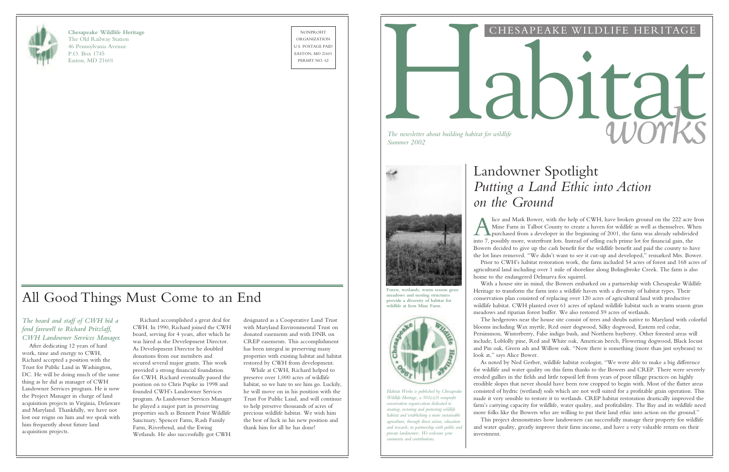**Chesapeake Wildlife Heritage**
The Old Railway Station
46 Pennsylvania Avenue
P.O. Box 1745
Easton, MD 21601

NONPROFIT
ORGANIZATION
U.S. POSTAGE PAID
EASTON, MD 21601
PERMIT NO. 62

## All Good Things Must Come to an End

*The board and staff of CWH bid a fond farewell to Richard Pritzlaff, CWH Landowner Services Manager.*

After dedicating 12 years of hard work, time and energy to CWH, Richard accepted a position with the Trust for Public Land in Washington, DC. He will be doing much of the same thing as he did as manager of CWH Landowner Services program. He is now the Project Manager in charge of land acquisition projects in Virginia, Delaware and Maryland. Thankfully, we have not lost our reigns on him and we speak with him frequently about future land acquisition projects.

Richard accomplished a great deal for CWH. In 1990, Richard joined the CWH board, serving for 4 years, after which he was hired as the Development Director. As Development Director he doubled donations from our members and secured several major grants. This work provided a strong financial foundation for CWH. Richard eventually passed the position on to Chris Pupke in 1998 and founded CWH's Landowner Services program. As Landowner Services Manager he played a major part in preserving properties such as Bennett Point Wildlife Sanctuary, Spencer Farm, Rash Family Farm, Riverbend, and the Ewing Wetlands. He also successfully got CWH designated as a Cooperative Land Trust with Maryland Environmental Trust on donated easements and with DNR on CREP easements. This accomplishment has been integral in preserving many properties with existing habitat and habitat restored by CWH from development.

While at CWH, Richard helped to preserve over 1,000 acres of wildlife habitat, so we hate to see him go. Luckily, he will move on in his position with the Trust For Public Land, and will continue to help preserve thousands of acres of precious wildlife habitat. We wish him the best of luck in his new position and thank him for all he has done!

# CHESAPEAKE WILDLIFE HERITAGE Habitat works

*The newsletter about building habitat for wildlife*
*Summer 2002*

Forest, wetlands, warm season grass meadows and nesting structures provide a diversity of habitat for wildlife at Iron Mine Farm.

*Habitat Works is published by Chesapeake Wildlife Heritage, a 501(c)(3) nonprofit conservation organization dedicated to creating, restoring and protecting wildlife habitat and establishing a more sustainable agriculture, through direct action, education and research, in partnership with public and private landowners. We welcome your comments and contributions.*

## Landowner Spotlight
## *Putting a Land Ethic into Action on the Ground*

Alice and Mark Bower, with the help of CWH, have broken ground on the 222 acre Iron Mine Farm in Talbot County to create a haven for wildlife as well as themselves. When purchased from a developer in the beginning of 2001, the farm was already subdivided into 7, possibly more, waterfront lots. Instead of selling each prime lot for financial gain, the Bowers decided to give up the cash benefit for the wildlife benefit and paid the county to have the lot lines removed. "We didn't want to see it cut-up and developed," remarked Mrs. Bower.

Prior to CWH's habitat restoration work, the farm included 54 acres of forest and 168 acres of agricultural land including over 1 mile of shoreline along Bolingbroke Creek. The farm is also home to the endangered Delmarva fox squirrel.

With a house site in mind, the Bowers embarked on a partnership with Chesapeake Wildlife Heritage to transform the farm into a wildlife haven with a diversity of habitat types. Their conservation plan consisted of replacing over 120 acres of agricultural land with productive wildlife habitat. CWH planted over 61 acres of upland wildlife habitat such as warm season grass meadows and riparian forest buffer. We also restored 59 acres of wetlands.

The hedgerows near the house site consist of trees and shrubs native to Maryland with colorful blooms including Wax myrtle, Red osier dogwood, Silky dogwood, Eastern red cedar, Persimmon, Winterberry, False indigo bush, and Northern bayberry. Other forested areas will include, Loblolly pine, Red and White oak, American beech, Flowering dogwood, Black locust and Pin oak, Green ash and Willow oak. "Now there is something (more than just soybeans) to look at," says Alice Bower.

As noted by Ned Gerber, wildlife habitat ecologist, "We were able to make a big difference for wildlife and water quality on this farm thanks to the Bowers and CREP. There were severely eroded gullies in the fields and little topsoil left from years of poor tillage practices on highly erodible slopes that never should have been row cropped to begin with. Most of the flatter areas consisted of hydric (wetland) soils which are not well suited for a profitable grain operation. This made it very sensible to restore it to wetlands. CREP habitat restoration drastically improved the farm's carrying capacity for wildlife, water quality, and profitability. The Bay and its wildlife need more folks like the Bowers who are willing to put their land ethic into action on the ground."

This project demonstrates how landowners can successfully manage their property for wildlife and water quality, greatly improve their farm income, and have a very valuable return on their investment.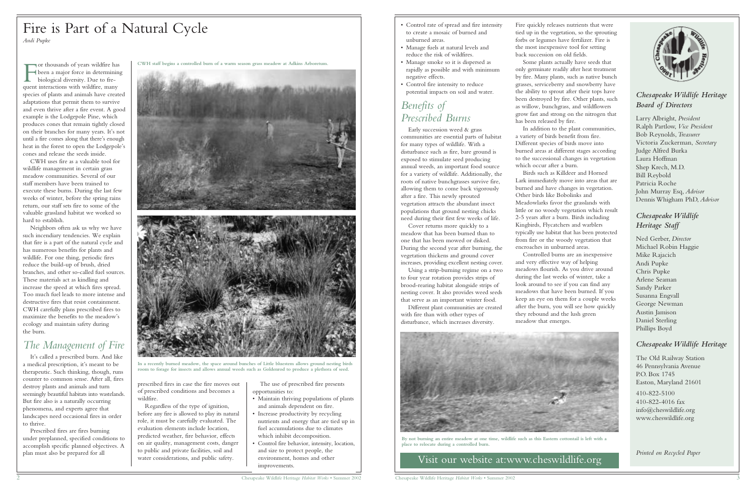# Fire is Part of a Natural Cycle

*Andi Pupke*

For thousands of years wildfire has been a major force in determining biological diversity. Due to frequent interactions with wildfire, many species of plants and animals have created adaptations that permit them to survive and even thrive after a fire event. A good example is the Lodgepole Pine, which produces cones that remain tightly closed on their branches for many years. It's not until a fire comes along that there's enough heat in the forest to open the Lodgepole's cones and release the seeds inside.

CWH uses fire as a valuable tool for wildlife management in certain grass meadow communities. Several of our staff members have been trained to execute these burns. During the last few weeks of winter, before the spring rains return, our staff sets fire to some of the valuable grassland habitat we worked so hard to establish.

Neighbors often ask us why we have such incendiary tendencies. We explain that fire is a part of the natural cycle and has numerous benefits for plants and wildlife. For one thing, periodic fires reduce the build-up of brush, dried branches, and other so-called fuel sources. These materials act as kindling and increase the speed at which fires spread. Too much fuel leads to more intense and destructive fires that resist containment. CWH carefully plans prescribed fires to maximize the benefits to the meadow's ecology and maintain safety during the burn.

CWH staff begins a controlled burn of a warm season grass meadow at Adkins Arboretum.

In a recently burned meadow, the space around bunches of Little bluestem allows ground nesting birds room to forage for insects and allows annual weeds such as Goldenrod to produce a plethora of seed.

## The Management of Fire

It's called a prescribed burn. And like a medical prescription, it's meant to be therapeutic. Such thinking, though, runs counter to common sense. After all, fires destroy plants and animals and turn seemingly beautiful habitats into wastelands. But fire also is a naturally occurring phenomena, and experts agree that landscapes need occasional fires in order to thrive.

Prescribed fires are fires burning under preplanned, specified conditions to accomplish specific planned objectives. A plan must also be prepared for all prescribed fires in case the fire moves out of prescribed conditions and becomes a wildfire.

Regardless of the type of ignition, before any fire is allowed to play its natural role, it must be carefully evaluated. The evaluation elements include location, predicted weather, fire behavior, effects on air quality, management costs, danger to public and private facilities, soil and water considerations, and public safety.

The use of prescribed fire presents opportunities to:

- Maintain thriving populations of plants and animals dependent on fire.
- Increase productivity by recycling nutrients and energy that are tied up in fuel accumulations due to climates which inhibit decomposition.
- Control fire behavior, intensity, location, and size to protect people, the environment, homes and other improvements.
- Control rate of spread and fire intensity to create a mosaic of burned and unburned areas.
- Manage fuels at natural levels and reduce the risk of wildfires.
- Manage smoke so it is dispersed as rapidly as possible and with minimum negative effects.
- Control fire intensity to reduce potential impacts on soil and water.

## Benefits of Prescribed Burns

Early succession weed & grass communities are essential parts of habitat for many types of wildlife. With a disturbance such as fire, bare ground is exposed to stimulate seed producing annual weeds, an important food source for a variety of wildlife. Additionally, the roots of native bunchgrasses survive fire, allowing them to come back vigorously after a fire. This newly sprouted vegetation attracts the abundant insect populations that ground nesting chicks need during their first few weeks of life.

Cover returns more quickly to a meadow that has been burned than to one that has been mowed or disked. During the second year after burning, the vegetation thickens and ground cover increases, providing excellent nesting cover.

Using a strip-burning regime on a two to four year rotation provides strips of brood-rearing habitat alongside strips of nesting cover. It also provides weed seeds that serve as an important winter food.

Different plant communities are created with fire than with other types of disturbance, which increases diversity.

Fire quickly releases nutrients that were tied up in the vegetation, so the sprouting forbs or legumes have fertilizer. Fire is the most inexpensive tool for setting back succession on old fields.

Some plants actually have seeds that only germinate readily after heat treatment by fire. Many plants, such as native bunch grasses, serviceberry and snowberry have the ability to sprout after their tops have been destroyed by fire. Other plants, such as willow, bunchgrass, and wildflowers grow fast and strong on the nitrogen that has been released by fire.

In addition to the plant communities, a variety of birds benefit from fire. Different species of birds move into burned areas at different stages according to the successional changes in vegetation which occur after a burn.

Birds such as Killdeer and Horned Lark immediately move into areas that are burned and have changes in vegetation. Other birds like Bobolinks and Meadowlarks favor the grasslands with little or no woody vegetation which result 2-5 years after a burn. Birds including Kingbirds, Flycatchers and warblers typically use habitat that has been protected from fire or the woody vegetation that encroaches in unburned areas.

Controlled burns are an inexpensive and very effective way of helping meadows flourish. As you drive around during the last weeks of winter, take a look around to see if you can find any meadows that have been burned. If you keep an eye on them for a couple weeks after the burn, you will see how quickly they rebound and the lush green meadow that emerges.

By not burning an entire meadow at one time, wildlife such as this Eastern cottontail is left with a place to relocate during a controlled burn.

Visit our website at:www.cheswildlife.org

### *Chesapeake Wildlife Heritage Board of Directors*

Larry Albright, *President*
Ralph Partlow, *Vice President*
Bob Reynolds, *Treasurer*
Victoria Zuckerman, *Secretary*
Judge Alfred Burka
Laura Hoffman
Shep Krech, M.D.
Bill Reybold
Patricia Roche
John Murray Esq, *Advisor*
Dennis Whigham PhD, *Advisor*

### *Chesapeake Wildlife Heritage Staff*

Ned Gerber, *Director*
Michael Robin Haggie
Mike Rajacich
Andi Pupke
Chris Pupke
Arlene Seaman
Sandy Parker
Susanna Engvall
George Newman
Austin Jamison
Daniel Sterling
Phillips Boyd

### *Chesapeake Wildlife Heritage*

The Old Railway Station
46 Pennsylvania Avenue
P.O. Box 1745
Easton, Maryland 21601

410-822-5100
410-822-4016 fax
info@cheswildlife.org
www.cheswildlife.org

*Printed on Recycled Paper*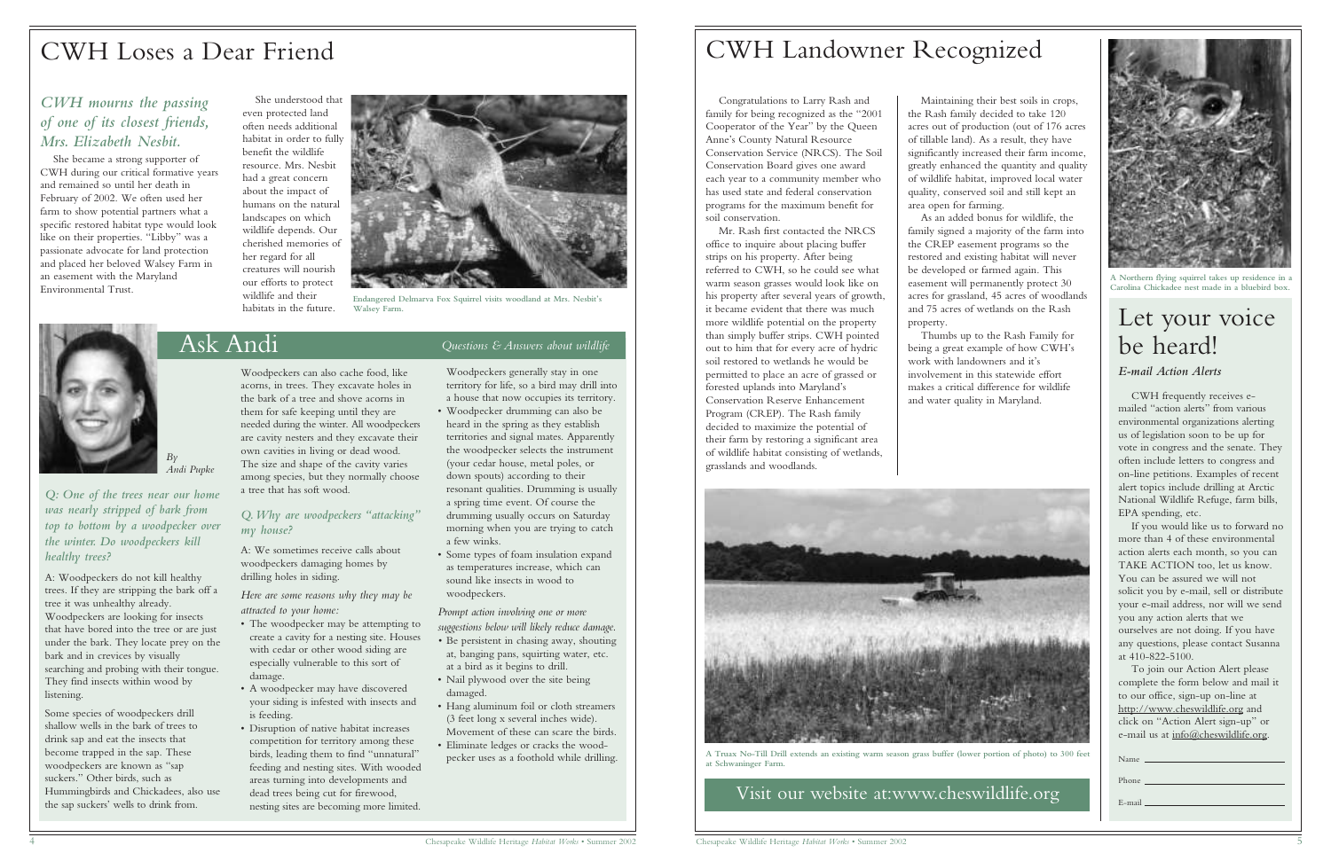# CWH Loses a Dear Friend

### *CWH mourns the passing of one of its closest friends, Mrs. Elizabeth Nesbit.*

She became a strong supporter of CWH during our critical formative years and remained so until her death in February of 2002. We often used her farm to show potential partners what a specific restored habitat type would look like on their properties. "Libby" was a passionate advocate for land protection and placed her beloved Walsey Farm in an easement with the Maryland Environmental Trust.

She understood that even protected land often needs additional habitat in order to fully benefit the wildlife resource. Mrs. Nesbit had a great concern about the impact of humans on the natural landscapes on which wildlife depends. Our cherished memories of her regard for all creatures will nourish our efforts to protect wildlife and their habitats in the future.

Endangered Delmarva Fox Squirrel visits woodland at Mrs. Nesbit's Walsey Farm.

# Ask Andi

*Questions & Answers about wildlife*

*By Andi Pupke*

*Q: One of the trees near our home was nearly stripped of bark from top to bottom by a woodpecker over the winter. Do woodpeckers kill healthy trees?*

A: Woodpeckers do not kill healthy trees. If they are stripping the bark off a tree it was unhealthy already. Woodpeckers are looking for insects that have bored into the tree or are just under the bark. They locate prey on the bark and in crevices by visually searching and probing with their tongue. They find insects within wood by listening.

Some species of woodpeckers drill shallow wells in the bark of trees to drink sap and eat the insects that become trapped in the sap. These woodpeckers are known as "sap suckers." Other birds, such as Hummingbirds and Chickadees, also use the sap suckers' wells to drink from.

Woodpeckers can also cache food, like acorns, in trees. They excavate holes in the bark of a tree and shove acorns in them for safe keeping until they are needed during the winter. All woodpeckers are cavity nesters and they excavate their own cavities in living or dead wood. The size and shape of the cavity varies among species, but they normally choose a tree that has soft wood.

*Q. Why are woodpeckers "attacking" my house?*

A: We sometimes receive calls about woodpeckers damaging homes by drilling holes in siding.

*Here are some reasons why they may be attracted to your home:*

- The woodpecker may be attempting to create a cavity for a nesting site. Houses with cedar or other wood siding are especially vulnerable to this sort of damage.
- A woodpecker may have discovered your siding is infested with insects and is feeding.
- Disruption of native habitat increases competition for territory among these birds, leading them to find "unnatural" feeding and nesting sites. With wooded areas turning into developments and dead trees being cut for firewood, nesting sites are becoming more limited. Woodpeckers generally stay in one territory for life, so a bird may drill into a house that now occupies its territory.
- Woodpecker drumming can also be heard in the spring as they establish territories and signal mates. Apparently the woodpecker selects the instrument (your cedar house, metal poles, or down spouts) according to their resonant qualities. Drumming is usually a spring time event. Of course the drumming usually occurs on Saturday morning when you are trying to catch a few winks.
- Some types of foam insulation expand as temperatures increase, which can sound like insects in wood to woodpeckers.

*Prompt action involving one or more suggestions below will likely reduce damage.*

- Be persistent in chasing away, shouting at, banging pans, squirting water, etc. at a bird as it begins to drill.
- Nail plywood over the site being damaged.
- Hang aluminum foil or cloth streamers (3 feet long x several inches wide). Movement of these can scare the birds.
- Eliminate ledges or cracks the woodpecker uses as a foothold while drilling.

# CWH Landowner Recognized

Congratulations to Larry Rash and family for being recognized as the "2001 Cooperator of the Year" by the Queen Anne's County Natural Resource Conservation Service (NRCS). The Soil Conservation Board gives one award each year to a community member who has used state and federal conservation programs for the maximum benefit for soil conservation.

Mr. Rash first contacted the NRCS office to inquire about placing buffer strips on his property. After being referred to CWH, so he could see what warm season grasses would look like on his property after several years of growth, it became evident that there was much more wildlife potential on the property than simply buffer strips. CWH pointed out to him that for every acre of hydric soil restored to wetlands he would be permitted to place an acre of grassed or forested uplands into Maryland's Conservation Reserve Enhancement Program (CREP). The Rash family decided to maximize the potential of their farm by restoring a significant area of wildlife habitat consisting of wetlands, grasslands and woodlands.

Maintaining their best soils in crops, the Rash family decided to take 120 acres out of production (out of 176 acres of tillable land). As a result, they have significantly increased their farm income, greatly enhanced the quantity and quality of wildlife habitat, improved local water quality, conserved soil and still kept an area open for farming.

As an added bonus for wildlife, the family signed a majority of the farm into the CREP easement programs so the restored and existing habitat will never be developed or farmed again. This easement will permanently protect 30 acres for grassland, 45 acres of woodlands and 75 acres of wetlands on the Rash property.

Thumbs up to the Rash Family for being a great example of how CWH's work with landowners and it's involvement in this statewide effort makes a critical difference for wildlife and water quality in Maryland.

A Truax No-Till Drill extends an existing warm season grass buffer (lower portion of photo) to 300 feet at Schwaninger Farm.

## Visit our website at:www.cheswildlife.org

A Northern flying squirrel takes up residence in a Carolina Chickadee nest made in a bluebird box.

# Let your voice be heard!

### *E-mail Action Alerts*

CWH frequently receives e-mailed "action alerts" from various environmental organizations alerting us of legislation soon to be up for vote in congress and the senate. They often include letters to congress and on-line petitions. Examples of recent alert topics include drilling at Arctic National Wildlife Refuge, farm bills, EPA spending, etc.

If you would like us to forward no more than 4 of these environmental action alerts each month, so you can TAKE ACTION too, let us know. You can be assured we will not solicit you by e-mail, sell or distribute your e-mail address, nor will we send you any action alerts that we ourselves are not doing. If you have any questions, please contact Susanna at 410-822-5100.

To join our Action Alert please complete the form below and mail it to our office, sign-up on-line at http://www.cheswildlife.org and click on "Action Alert sign-up" or e-mail us at info@cheswildlife.org.

Name \_\_\_\_\_\_\_\_\_\_\_\_\_\_\_\_\_\_\_\_

Phone \_\_\_\_\_\_\_\_\_\_\_\_\_\_\_\_\_\_\_\_

E-mail \_\_\_\_\_\_\_\_\_\_\_\_\_\_\_\_\_\_\_\_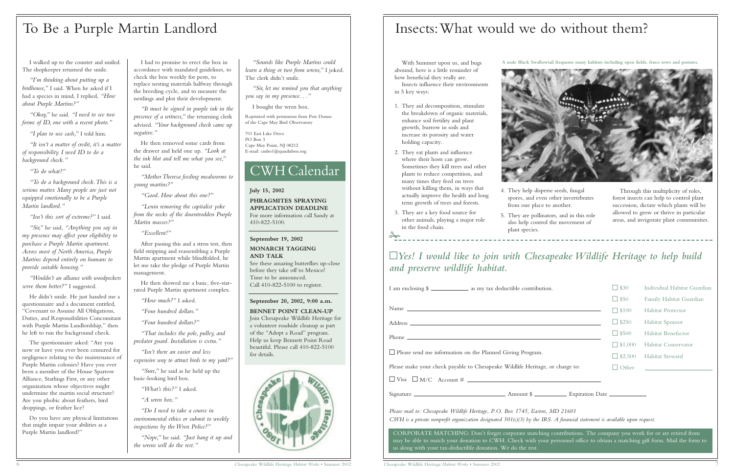# To Be a Purple Martin Landlord

I walked up to the counter and smiled. The shopkeeper returned the smile.

*"I'm thinking about putting up a birdhouse,"* I said. When he asked if I had a species in mind, I replied, *"How about Purple Martins?"*

*"Okay,"* he said. *"I need to see two forms of ID, one with a recent photo."*

*"I plan to use cash,"* I told him.

*"It isn't a matter of credit, it's a matter of responsibility. I need ID to do a background check."*

*"To do what?"*

*"To do a background check. This is a serious matter. Many people are just not equipped emotionally to be a Purple Martin landlord."*

*"Isn't this sort of extreme?"* I said.

*"Sir,"* he said, *"Anything you say in my presence may affect your eligibility to purchase a Purple Martin apartment. Across most of North America, Purple Martins depend entirely on humans to provide suitable housing."*

*"Wouldn't an alliance with woodpeckers serve them better?"* I suggested.

He didn't smile. He just handed me a questionnaire and a document entitled, "Covenant to Assume All Obligations, Duties, and Responsibilities Concomitant with Purple Martin Landlordship," then he left to run the background check.

The questionnaire asked: "Are you now or have you ever been censured for negligence relating to the maintenance of Purple Martin colonies? Have you ever been a member of the House Sparrow Alliance, Starlings First, or any other organization whose objectives might undermine the martin social structure? Are you phobic about feathers, bird droppings, or feather lice?

Do you have any physical limitations that might impair your abilities as a Purple Martin landlord?"

I had to promise to erect the box in accordance with mandated guidelines, to check the box weekly for pests, to replace nesting materials halfway through the breeding cycle, and to measure the nestlings and plot their development.

*"It must be signed in purple ink in the presence of a witness,"* the returning clerk advised. *"Your background check came up negative."*

He then removed some cards from the drawer and held one up. *"Look at the ink blot and tell me what you see,"* he said.

*"Mother Theresa feeding mealworms to young martins?"*

*"Good. How about this one?"*

*"Lenin removing the capitalist yoke from the necks of the downtrodden Purple Martin masses?"*

*"Excellent!"*

After passing this and a stress test, then field stripping and reassembling a Purple Martin apartment while blindfolded, he let me take the pledge of Purple Martin management.

He then showed me a basic, five-star-rated Purple Martin apartment complex.

*"How much?"* I asked.

*"Four hundred dollars."*

*"Four hundred dollars?"*

*"That includes the pole, pulley, and predator guard. Installation is extra."*

*"Isn't there an easier and less expensive way to attract birds to my yard?"*

*"Sure,"* he said as he held up the basic-looking bird box.

*"What's this?"* I asked.

*"A wren box."*

*"Do I need to take a course in environmental ethics or submit to weekly inspections by the Wren Police?"*

*"Nope,"* he said. *"Just hang it up and the wrens will do the rest."*

*"Sounds like Purple Martins could learn a thing or two from wrens,"* I joked. The clerk didn't smile.

*"Sir, let me remind you that anything you say in my presence. . ."*

I bought the wren box.

Reprinted with permission from Pete Dunne of the Cape May Bird Observatory

701 East Lake Drive
PO Box 3
Cape May Point, NJ 08212
E-mail: cmbo1@njaudubon.org

## CWH Calendar

**July 15, 2002**

**PHRAGMITES SPRAYING APPLICATION DEADLINE**
For more information call Sandy at 410-822-5100.

**September 19, 2002**

**MONARCH TAGGING AND TALK**
See these amazing butterflies up-close before they take off to Mexico! Time to be announced.
Call 410-822-5100 to register.

**September 20, 2002, 9:00 a.m.**

**BENNET POINT CLEAN-UP**
Join Chesapeake Wildlife Heritage for a volunteer roadside cleanup as part of the "Adopt a Road" program. Help us keep Bennett Point Road beautiful. Please call 410-822-5100 for details.

# Insects: What would we do without them?

With Summer upon us, and bugs abound, here is a little reminder of how beneficial they really are.

Insects influence their environments in 5 key ways:

1. They aid decomposition, stimulate the breakdown of organic materials, enhance soil fertility and plant growth, burrow in soils and increase its porosity and water holding capacity.
2. They eat plants and influence where their hosts can grow. Sometimes they kill trees and other plants to reduce competition, and many times they feed on trees without killing them, in ways that actually improve the health and long term growth of trees and forests.
3. They are a key food source for other animals, playing a major role in the food chain.
4. They help disperse seeds, fungal spores, and even other invertebrates from one place to another.
5. They are pollinators, and in this role also help control the movement of plant species.

A male Black Swallowtail frequents many habitats including open fields, fence rows and pastures.

Through this multiplicity of roles, forest insects can help to control plant succession, dictate which plants will be allowed to grow or thrive in particular areas, and invigorate plant communities.

## ☐ *Yes! I would like to join with Chesapeake Wildlife Heritage to help build and preserve wildlife habitat.*

I am enclosing $ ____________ as my tax deductible contribution.

Name ____________________

Address ____________________

Phone ____________________

☐ Please send me information on the Planned Giving Program.

Please make your check payable to Chesapeake Wildlife Heritage, or charge to:

☐ Visa ☐ M/C Account # ____________________

Signature ____________________ Amount $ __________ Expiration Date __________

- ☐ $30 Individual Habitat Guardian
- ☐ $50 Family Habitat Guardian
- ☐ $100 Habitat Protector
- ☐ $250 Habitat Sponsor
- ☐ $500 Habitat Benefactor
- ☐ $1,000 Habitat Conservator
- ☐ $2,500 Habitat Steward
- ☐ Other ____________

*Please mail to: Chesapeake Wildlife Heritage, P.O. Box 1745, Easton, MD 21601*
*CWH is a private nonprofit organization designated 501(c)(3) by the IRS. A financial statement is available upon request.*

CORPORATE MATCHING: Don't forget corporate matching contributions. The company you work for or are retired from may be able to match your donation to CWH. Check with your personnel office to obtain a matching gift form. Mail the form to us along with your tax-deductible donation. We do the rest.